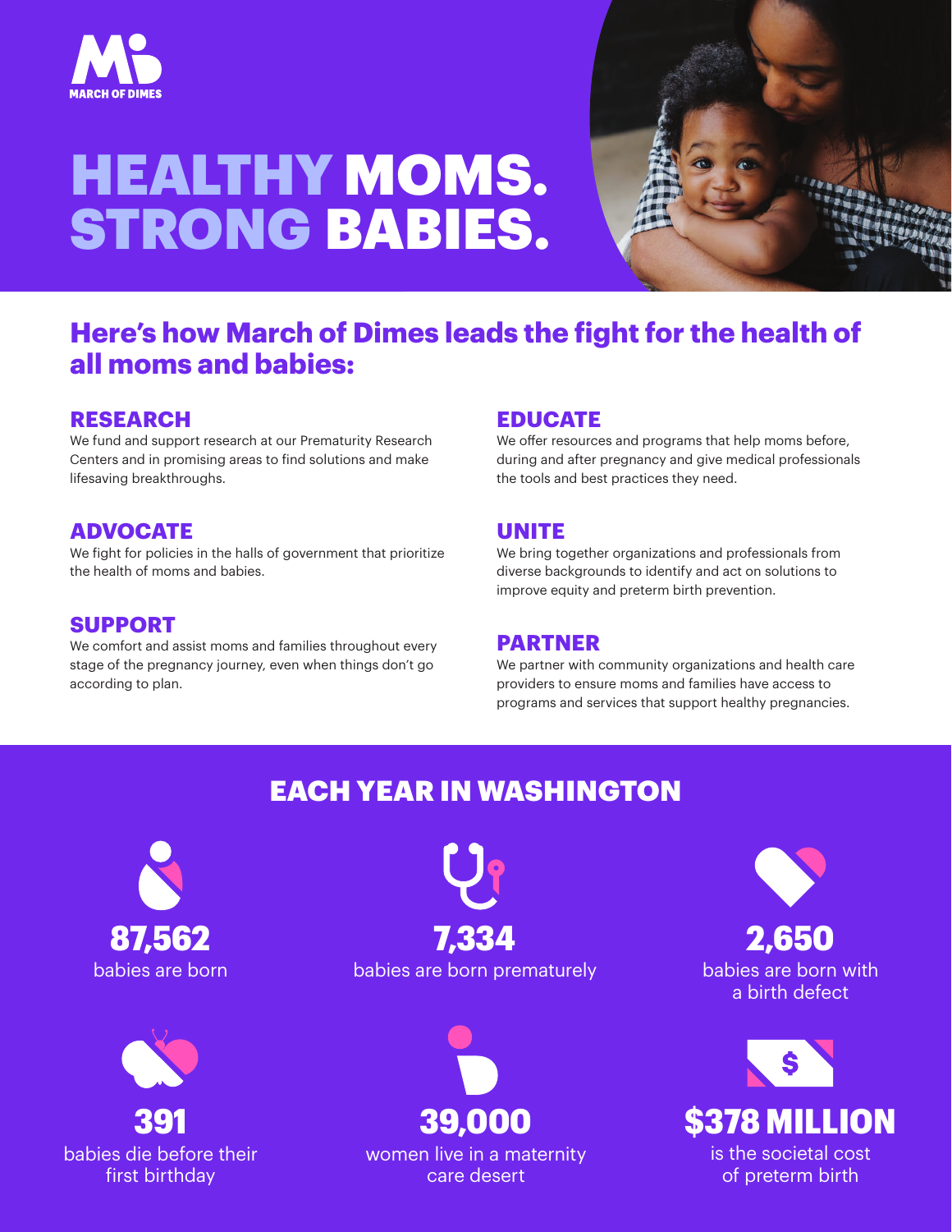MARCH OF DIMES

# HEALTHY MOMS. STRONG BABIES.

## Here's how March of Dimes leads the fight for the health of all moms and babies:

### RESEARCH

We fund and support research at our Prematurity Research Centers and in promising areas to find solutions and make lifesaving breakthroughs.

### ADVOCATE

We fight for policies in the halls of government that prioritize the health of moms and babies.

### SUPPORT

We comfort and assist moms and families throughout every stage of the pregnancy journey, even when things don't go according to plan.

### EDUCATE

We offer resources and programs that help moms before, during and after pregnancy and give medical professionals the tools and best practices they need.

### UNITE

We bring together organizations and professionals from diverse backgrounds to identify and act on solutions to improve equity and preterm birth prevention.

### PARTNER

We partner with community organizations and health care providers to ensure moms and families have access to programs and services that support healthy pregnancies.

## EACH YEAR IN WASHINGTON

**87,562**
babies are born

**7,334**
babies are born prematurely

**2,650**
babies are born with a birth defect

**391**
babies die before their first birthday

**39,000**
women live in a maternity care desert

**$378 MILLION**
is the societal cost of preterm birth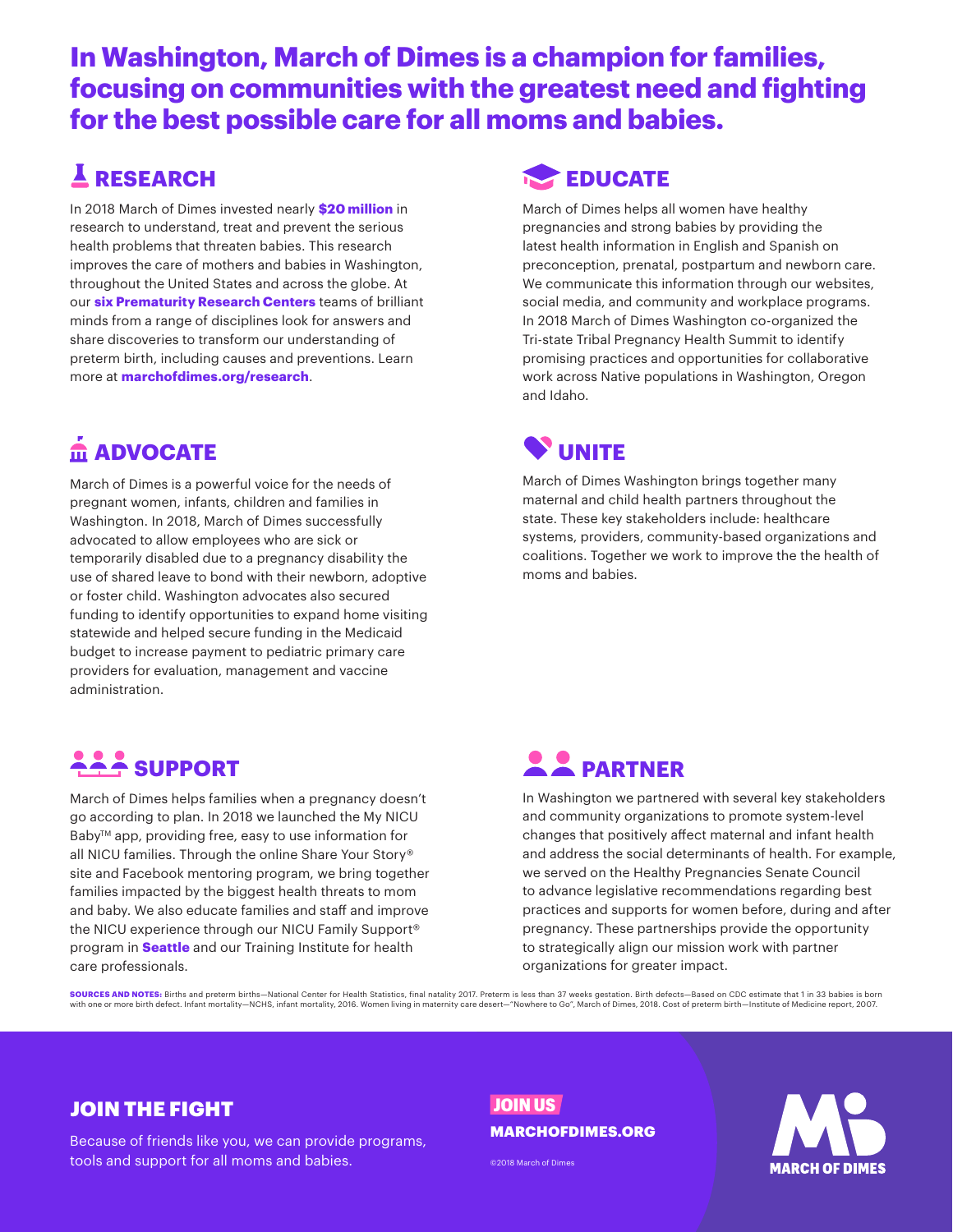# In Washington, March of Dimes is a champion for families, focusing on communities with the greatest need and fighting for the best possible care for all moms and babies.

## RESEARCH

In 2018 March of Dimes invested nearly **$20 million** in research to understand, treat and prevent the serious health problems that threaten babies. This research improves the care of mothers and babies in Washington, throughout the United States and across the globe. At our **six Prematurity Research Centers** teams of brilliant minds from a range of disciplines look for answers and share discoveries to transform our understanding of preterm birth, including causes and preventions. Learn more at **marchofdimes.org/research**.

## EDUCATE

March of Dimes helps all women have healthy pregnancies and strong babies by providing the latest health information in English and Spanish on preconception, prenatal, postpartum and newborn care. We communicate this information through our websites, social media, and community and workplace programs. In 2018 March of Dimes Washington co-organized the Tri-state Tribal Pregnancy Health Summit to identify promising practices and opportunities for collaborative work across Native populations in Washington, Oregon and Idaho.

## ADVOCATE

March of Dimes is a powerful voice for the needs of pregnant women, infants, children and families in Washington. In 2018, March of Dimes successfully advocated to allow employees who are sick or temporarily disabled due to a pregnancy disability the use of shared leave to bond with their newborn, adoptive or foster child. Washington advocates also secured funding to identify opportunities to expand home visiting statewide and helped secure funding in the Medicaid budget to increase payment to pediatric primary care providers for evaluation, management and vaccine administration.

## UNITE

March of Dimes Washington brings together many maternal and child health partners throughout the state. These key stakeholders include: healthcare systems, providers, community-based organizations and coalitions. Together we work to improve the the health of moms and babies.

## SUPPORT

March of Dimes helps families when a pregnancy doesn't go according to plan. In 2018 we launched the My NICU Baby™ app, providing free, easy to use information for all NICU families. Through the online Share Your Story® site and Facebook mentoring program, we bring together families impacted by the biggest health threats to mom and baby. We also educate families and staff and improve the NICU experience through our NICU Family Support® program in **Seattle** and our Training Institute for health care professionals.

## PARTNER

In Washington we partnered with several key stakeholders and community organizations to promote system-level changes that positively affect maternal and infant health and address the social determinants of health. For example, we served on the Healthy Pregnancies Senate Council to advance legislative recommendations regarding best practices and supports for women before, during and after pregnancy. These partnerships provide the opportunity to strategically align our mission work with partner organizations for greater impact.

**SOURCES AND NOTES:** Births and preterm births—National Center for Health Statistics, final natality 2017. Preterm is less than 37 weeks gestation. Birth defects—Based on CDC estimate that 1 in 33 babies is born with one or more birth defect. Infant mortality—NCHS, infant mortality, 2016. Women living in maternity care desert—"Nowhere to Go", March of Dimes, 2018. Cost of preterm birth—Institute of Medicine report, 2007.

## JOIN THE FIGHT

Because of friends like you, we can provide programs, tools and support for all moms and babies.

**JOIN US**

**MARCHOFDIMES.ORG**

©2018 March of Dimes

MARCH OF DIMES